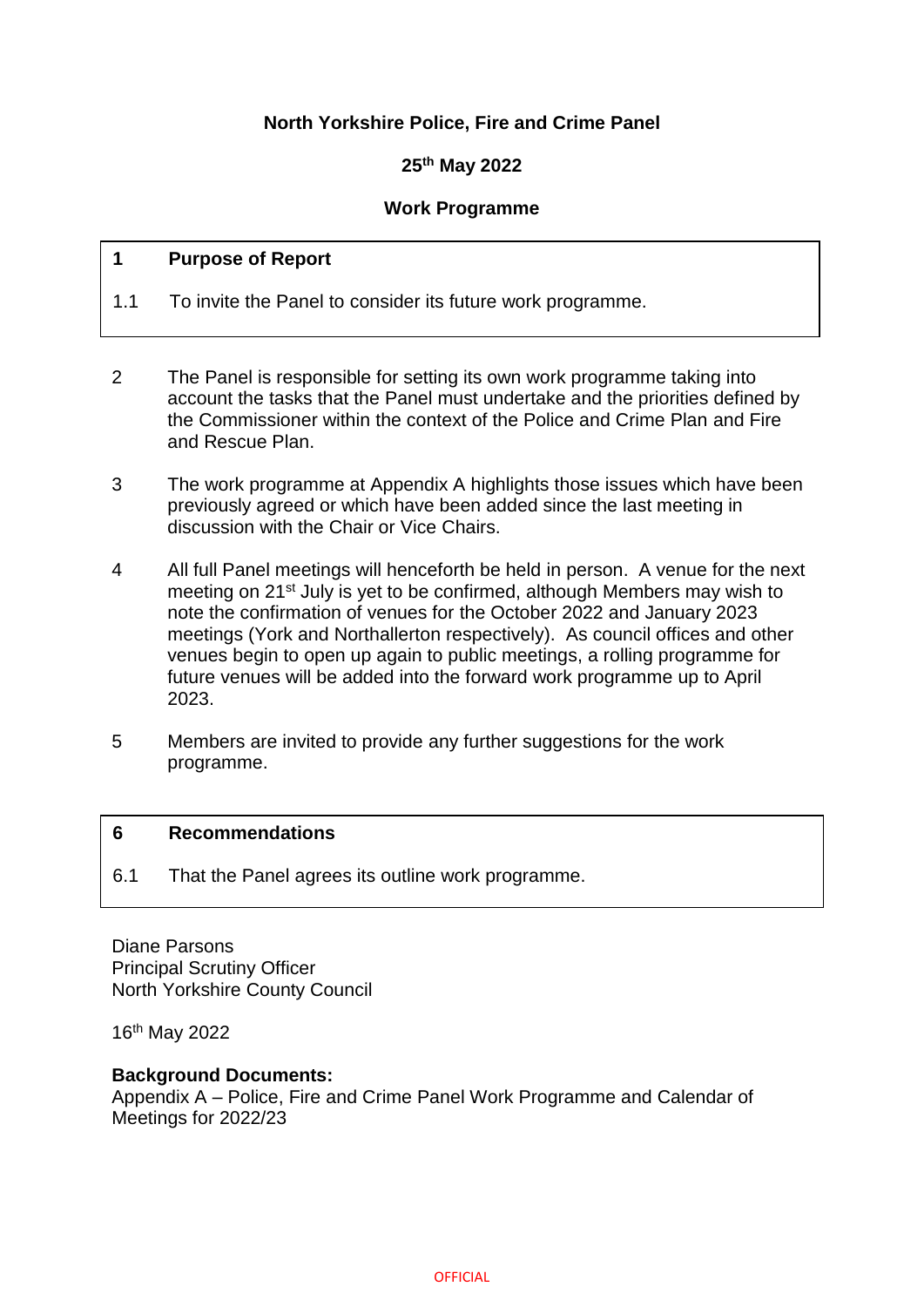**North Yorkshire Police, Fire and Crime Panel**

**25th May 2022**

**Work Programme**

**1 Purpose of Report**

1.1 To invite the Panel to consider its future work programme.

2 The Panel is responsible for setting its own work programme taking into account the tasks that the Panel must undertake and the priorities defined by the Commissioner within the context of the Police and Crime Plan and Fire and Rescue Plan.

3 The work programme at Appendix A highlights those issues which have been previously agreed or which have been added since the last meeting in discussion with the Chair or Vice Chairs.

4 All full Panel meetings will henceforth be held in person. A venue for the next meeting on 21st July is yet to be confirmed, although Members may wish to note the confirmation of venues for the October 2022 and January 2023 meetings (York and Northallerton respectively). As council offices and other venues begin to open up again to public meetings, a rolling programme for future venues will be added into the forward work programme up to April 2023.

5 Members are invited to provide any further suggestions for the work programme.

**6 Recommendations**

6.1 That the Panel agrees its outline work programme.

Diane Parsons
Principal Scrutiny Officer
North Yorkshire County Council

16th May 2022

**Background Documents:**
Appendix A – Police, Fire and Crime Panel Work Programme and Calendar of Meetings for 2022/23

OFFICIAL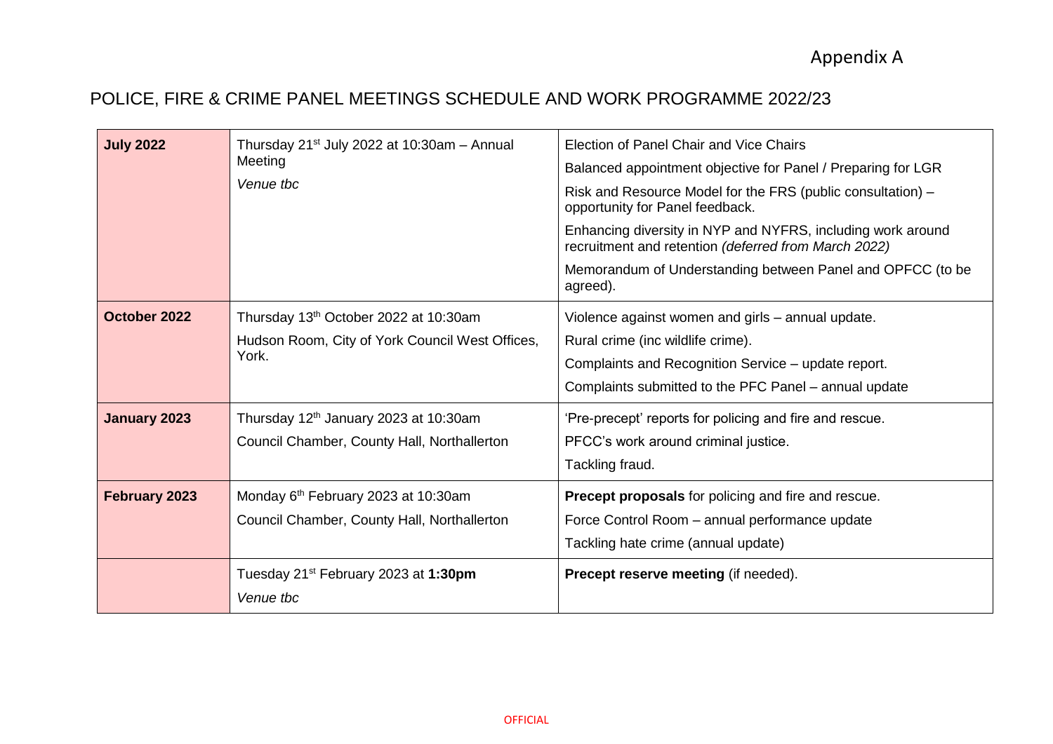Appendix A

# POLICE, FIRE & CRIME PANEL MEETINGS SCHEDULE AND WORK PROGRAMME 2022/23

| | | |
|---|---|---|
| **July 2022** | Thursday 21st July 2022 at 10:30am – Annual Meeting<br>*Venue tbc* | Election of Panel Chair and Vice Chairs<br>Balanced appointment objective for Panel / Preparing for LGR<br>Risk and Resource Model for the FRS (public consultation) – opportunity for Panel feedback.<br>Enhancing diversity in NYP and NYFRS, including work around recruitment and retention *(deferred from March 2022)*<br>Memorandum of Understanding between Panel and OPFCC (to be agreed). |
| **October 2022** | Thursday 13th October 2022 at 10:30am<br>Hudson Room, City of York Council West Offices, York. | Violence against women and girls – annual update.<br>Rural crime (inc wildlife crime).<br>Complaints and Recognition Service – update report.<br>Complaints submitted to the PFC Panel – annual update |
| **January 2023** | Thursday 12th January 2023 at 10:30am<br>Council Chamber, County Hall, Northallerton | 'Pre-precept' reports for policing and fire and rescue.<br>PFCC's work around criminal justice.<br>Tackling fraud. |
| **February 2023** | Monday 6th February 2023 at 10:30am<br>Council Chamber, County Hall, Northallerton | **Precept proposals** for policing and fire and rescue.<br>Force Control Room – annual performance update<br>Tackling hate crime (annual update) |
| | Tuesday 21st February 2023 at **1:30pm**<br>*Venue tbc* | **Precept reserve meeting** (if needed). |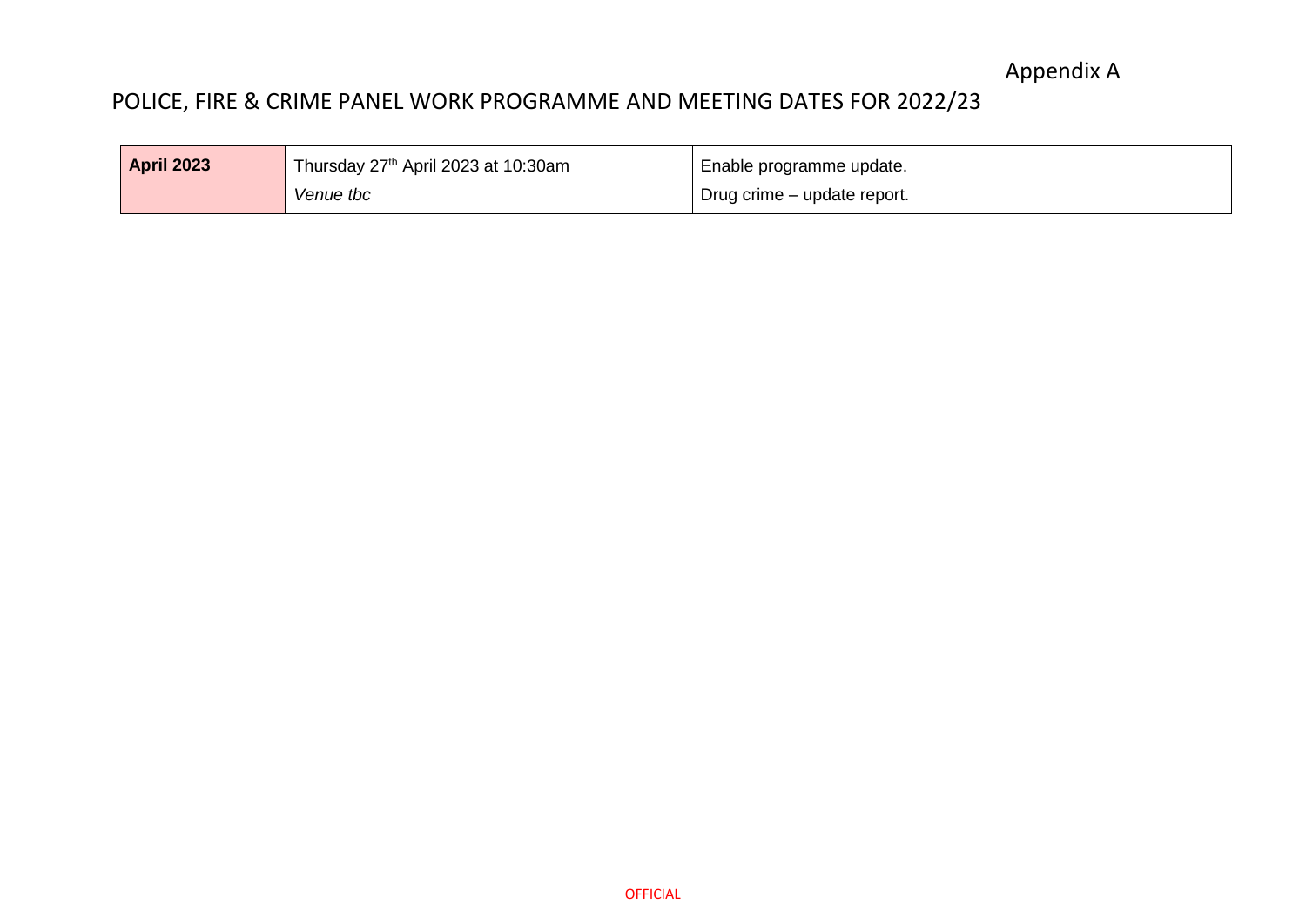Appendix A

# POLICE, FIRE & CRIME PANEL WORK PROGRAMME AND MEETING DATES FOR 2022/23

| | | |
|---|---|---|
| **April 2023** | Thursday 27th April 2023 at 10:30am<br>*Venue tbc* | Enable programme update.<br>Drug crime – update report. |

OFFICIAL